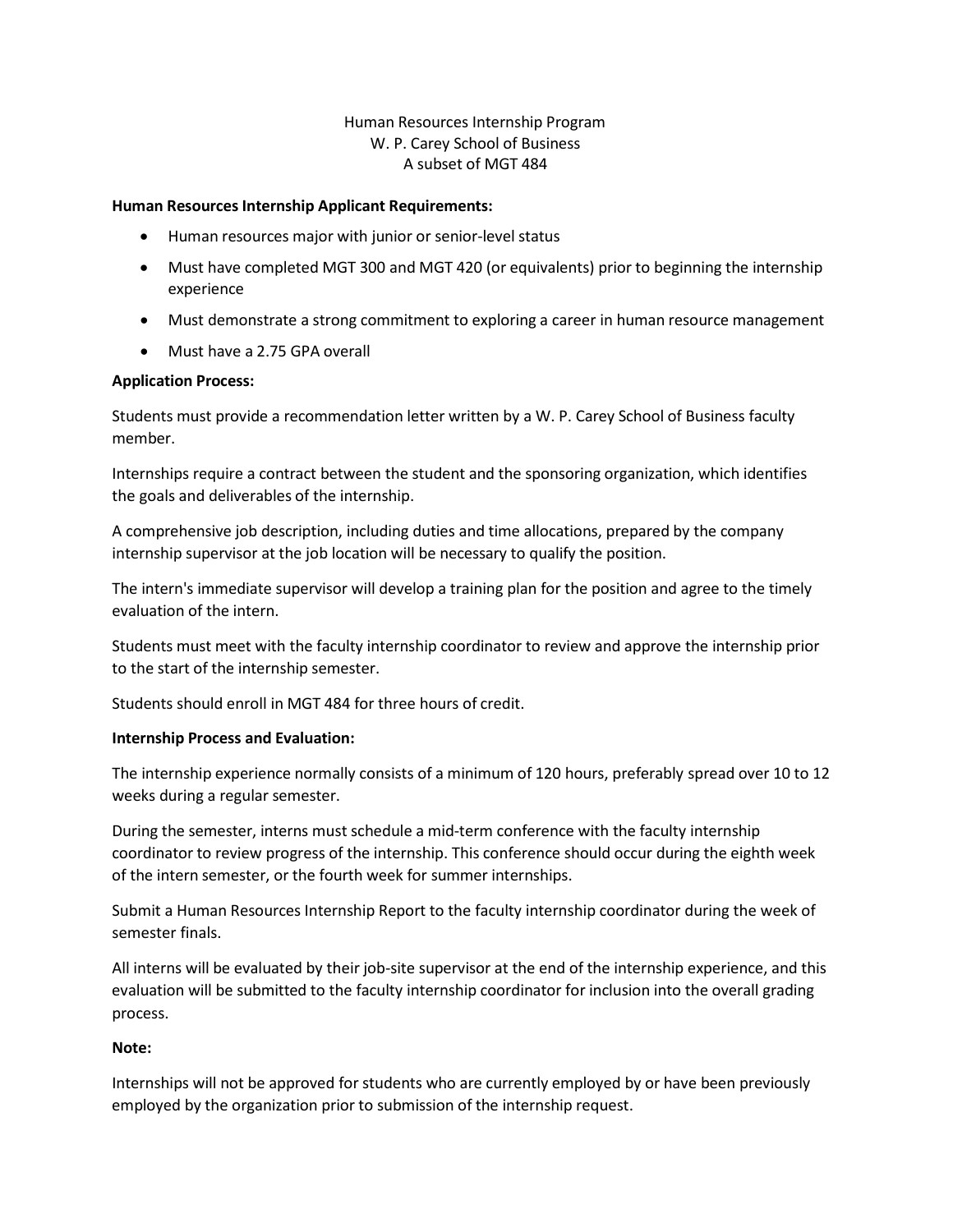# Human Resources Internship Program
## W. P. Carey School of Business
### A subset of MGT 484

**Human Resources Internship Applicant Requirements:**

- Human resources major with junior or senior-level status
- Must have completed MGT 300 and MGT 420 (or equivalents) prior to beginning the internship experience
- Must demonstrate a strong commitment to exploring a career in human resource management
- Must have a 2.75 GPA overall

**Application Process:**

Students must provide a recommendation letter written by a W. P. Carey School of Business faculty member.

Internships require a contract between the student and the sponsoring organization, which identifies the goals and deliverables of the internship.

A comprehensive job description, including duties and time allocations, prepared by the company internship supervisor at the job location will be necessary to qualify the position.

The intern's immediate supervisor will develop a training plan for the position and agree to the timely evaluation of the intern.

Students must meet with the faculty internship coordinator to review and approve the internship prior to the start of the internship semester.

Students should enroll in MGT 484 for three hours of credit.

**Internship Process and Evaluation:**

The internship experience normally consists of a minimum of 120 hours, preferably spread over 10 to 12 weeks during a regular semester.

During the semester, interns must schedule a mid-term conference with the faculty internship coordinator to review progress of the internship. This conference should occur during the eighth week of the intern semester, or the fourth week for summer internships.

Submit a Human Resources Internship Report to the faculty internship coordinator during the week of semester finals.

All interns will be evaluated by their job-site supervisor at the end of the internship experience, and this evaluation will be submitted to the faculty internship coordinator for inclusion into the overall grading process.

**Note:**

Internships will not be approved for students who are currently employed by or have been previously employed by the organization prior to submission of the internship request.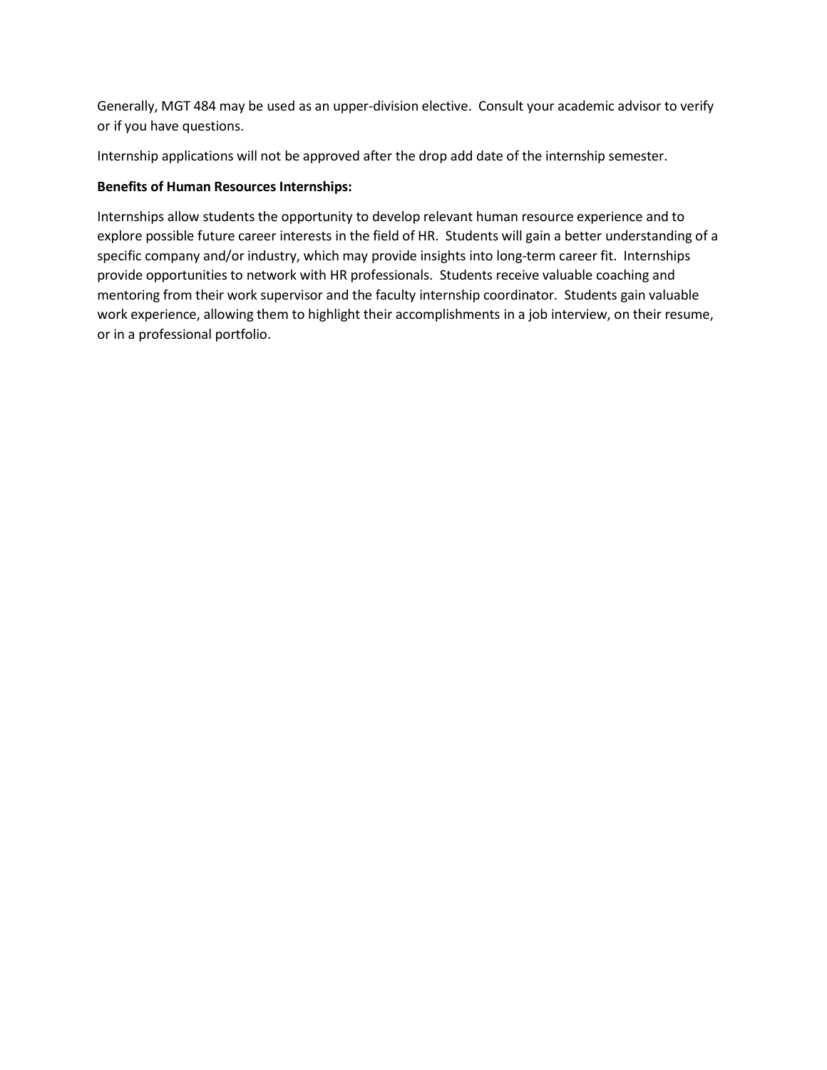Generally, MGT 484 may be used as an upper-division elective. Consult your academic advisor to verify or if you have questions.

Internship applications will not be approved after the drop add date of the internship semester.

**Benefits of Human Resources Internships:**

Internships allow students the opportunity to develop relevant human resource experience and to explore possible future career interests in the field of HR. Students will gain a better understanding of a specific company and/or industry, which may provide insights into long-term career fit. Internships provide opportunities to network with HR professionals. Students receive valuable coaching and mentoring from their work supervisor and the faculty internship coordinator. Students gain valuable work experience, allowing them to highlight their accomplishments in a job interview, on their resume, or in a professional portfolio.